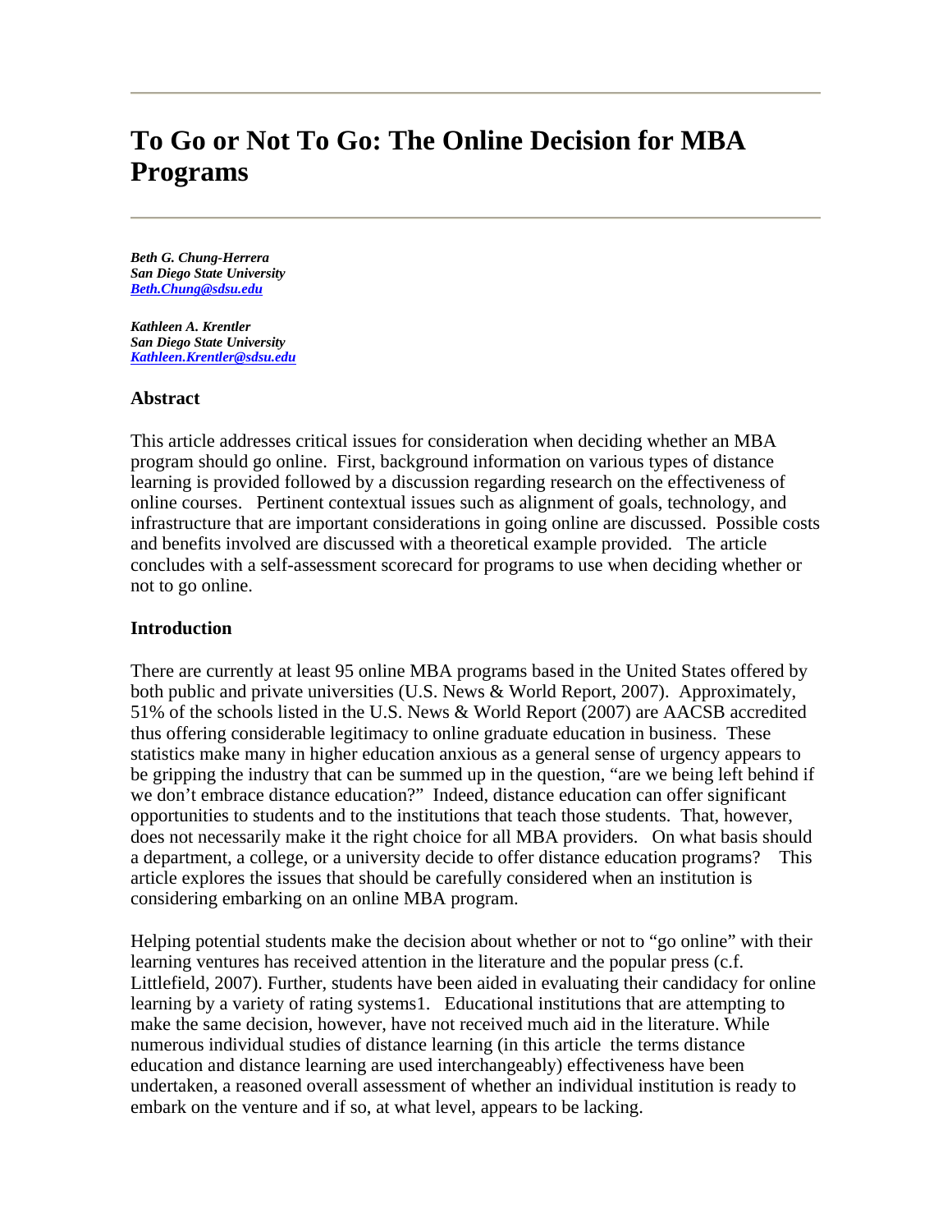# To Go or Not To Go: The Online Decision for MBA Programs

***Beth G. Chung-Herrera***
***San Diego State University***
***Beth.Chung@sdsu.edu***

***Kathleen A. Krentler***
***San Diego State University***
***Kathleen.Krentler@sdsu.edu***

### Abstract

This article addresses critical issues for consideration when deciding whether an MBA program should go online. First, background information on various types of distance learning is provided followed by a discussion regarding research on the effectiveness of online courses. Pertinent contextual issues such as alignment of goals, technology, and infrastructure that are important considerations in going online are discussed. Possible costs and benefits involved are discussed with a theoretical example provided. The article concludes with a self-assessment scorecard for programs to use when deciding whether or not to go online.

### Introduction

There are currently at least 95 online MBA programs based in the United States offered by both public and private universities (U.S. News & World Report, 2007). Approximately, 51% of the schools listed in the U.S. News & World Report (2007) are AACSB accredited thus offering considerable legitimacy to online graduate education in business. These statistics make many in higher education anxious as a general sense of urgency appears to be gripping the industry that can be summed up in the question, "are we being left behind if we don't embrace distance education?" Indeed, distance education can offer significant opportunities to students and to the institutions that teach those students. That, however, does not necessarily make it the right choice for all MBA providers. On what basis should a department, a college, or a university decide to offer distance education programs? This article explores the issues that should be carefully considered when an institution is considering embarking on an online MBA program.

Helping potential students make the decision about whether or not to "go online" with their learning ventures has received attention in the literature and the popular press (c.f. Littlefield, 2007). Further, students have been aided in evaluating their candidacy for online learning by a variety of rating systems[1]. Educational institutions that are attempting to make the same decision, however, have not received much aid in the literature. While numerous individual studies of distance learning (in this article the terms distance education and distance learning are used interchangeably) effectiveness have been undertaken, a reasoned overall assessment of whether an individual institution is ready to embark on the venture and if so, at what level, appears to be lacking.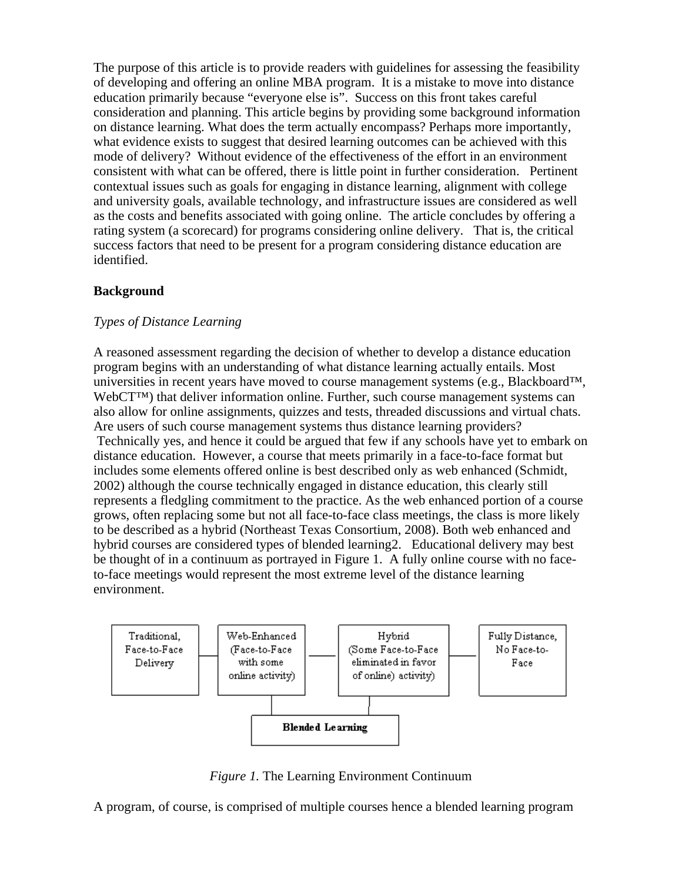The purpose of this article is to provide readers with guidelines for assessing the feasibility of developing and offering an online MBA program. It is a mistake to move into distance education primarily because "everyone else is". Success on this front takes careful consideration and planning. This article begins by providing some background information on distance learning. What does the term actually encompass? Perhaps more importantly, what evidence exists to suggest that desired learning outcomes can be achieved with this mode of delivery? Without evidence of the effectiveness of the effort in an environment consistent with what can be offered, there is little point in further consideration. Pertinent contextual issues such as goals for engaging in distance learning, alignment with college and university goals, available technology, and infrastructure issues are considered as well as the costs and benefits associated with going online. The article concludes by offering a rating system (a scorecard) for programs considering online delivery. That is, the critical success factors that need to be present for a program considering distance education are identified.

## Background

### *Types of Distance Learning*

A reasoned assessment regarding the decision of whether to develop a distance education program begins with an understanding of what distance learning actually entails. Most universities in recent years have moved to course management systems (e.g., Blackboard™, WebCT™) that deliver information online. Further, such course management systems can also allow for online assignments, quizzes and tests, threaded discussions and virtual chats. Are users of such course management systems thus distance learning providers? Technically yes, and hence it could be argued that few if any schools have yet to embark on distance education. However, a course that meets primarily in a face-to-face format but includes some elements offered online is best described only as web enhanced (Schmidt, 2002) although the course technically engaged in distance education, this clearly still represents a fledgling commitment to the practice. As the web enhanced portion of a course grows, often replacing some but not all face-to-face class meetings, the class is more likely to be described as a hybrid (Northeast Texas Consortium, 2008). Both web enhanced and hybrid courses are considered types of blended learning[2]. Educational delivery may best be thought of in a continuum as portrayed in Figure 1. A fully online course with no face-to-face meetings would represent the most extreme level of the distance learning environment.

| Traditional, Face-to-Face Delivery | Web-Enhanced (Face-to-Face with some online activity) | Hybrid (Some Face-to-Face eliminated in favor of online) activity) | Fully Distance, No Face-to-Face |
| --- | --- | --- | --- |
| | Blended Learning | | |

*Figure 1.* The Learning Environment Continuum

A program, of course, is comprised of multiple courses hence a blended learning program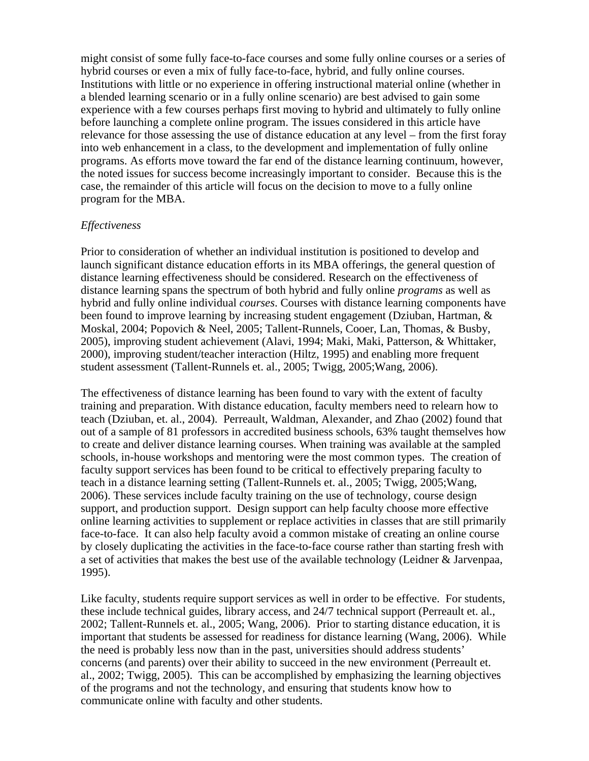might consist of some fully face-to-face courses and some fully online courses or a series of hybrid courses or even a mix of fully face-to-face, hybrid, and fully online courses. Institutions with little or no experience in offering instructional material online (whether in a blended learning scenario or in a fully online scenario) are best advised to gain some experience with a few courses perhaps first moving to hybrid and ultimately to fully online before launching a complete online program. The issues considered in this article have relevance for those assessing the use of distance education at any level – from the first foray into web enhancement in a class, to the development and implementation of fully online programs. As efforts move toward the far end of the distance learning continuum, however, the noted issues for success become increasingly important to consider. Because this is the case, the remainder of this article will focus on the decision to move to a fully online program for the MBA.

*Effectiveness*

Prior to consideration of whether an individual institution is positioned to develop and launch significant distance education efforts in its MBA offerings, the general question of distance learning effectiveness should be considered. Research on the effectiveness of distance learning spans the spectrum of both hybrid and fully online *programs* as well as hybrid and fully online individual *courses*. Courses with distance learning components have been found to improve learning by increasing student engagement (Dziuban, Hartman, & Moskal, 2004; Popovich & Neel, 2005; Tallent-Runnels, Cooer, Lan, Thomas, & Busby, 2005), improving student achievement (Alavi, 1994; Maki, Maki, Patterson, & Whittaker, 2000), improving student/teacher interaction (Hiltz, 1995) and enabling more frequent student assessment (Tallent-Runnels et. al., 2005; Twigg, 2005;Wang, 2006).

The effectiveness of distance learning has been found to vary with the extent of faculty training and preparation. With distance education, faculty members need to relearn how to teach (Dziuban, et. al., 2004). Perreault, Waldman, Alexander, and Zhao (2002) found that out of a sample of 81 professors in accredited business schools, 63% taught themselves how to create and deliver distance learning courses. When training was available at the sampled schools, in-house workshops and mentoring were the most common types. The creation of faculty support services has been found to be critical to effectively preparing faculty to teach in a distance learning setting (Tallent-Runnels et. al., 2005; Twigg, 2005;Wang, 2006). These services include faculty training on the use of technology, course design support, and production support. Design support can help faculty choose more effective online learning activities to supplement or replace activities in classes that are still primarily face-to-face. It can also help faculty avoid a common mistake of creating an online course by closely duplicating the activities in the face-to-face course rather than starting fresh with a set of activities that makes the best use of the available technology (Leidner & Jarvenpaa, 1995).

Like faculty, students require support services as well in order to be effective. For students, these include technical guides, library access, and 24/7 technical support (Perreault et. al., 2002; Tallent-Runnels et. al., 2005; Wang, 2006). Prior to starting distance education, it is important that students be assessed for readiness for distance learning (Wang, 2006). While the need is probably less now than in the past, universities should address students' concerns (and parents) over their ability to succeed in the new environment (Perreault et. al., 2002; Twigg, 2005). This can be accomplished by emphasizing the learning objectives of the programs and not the technology, and ensuring that students know how to communicate online with faculty and other students.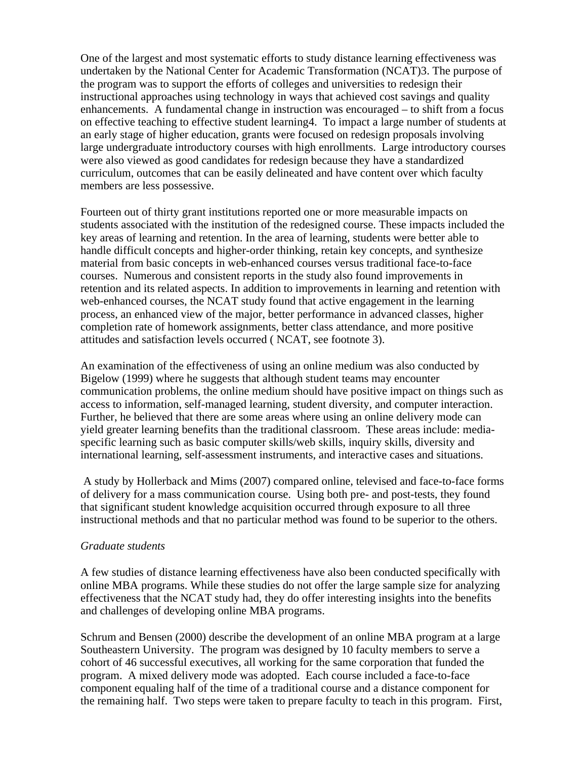One of the largest and most systematic efforts to study distance learning effectiveness was undertaken by the National Center for Academic Transformation (NCAT)[3]. The purpose of the program was to support the efforts of colleges and universities to redesign their instructional approaches using technology in ways that achieved cost savings and quality enhancements. A fundamental change in instruction was encouraged – to shift from a focus on effective teaching to effective student learning[4]. To impact a large number of students at an early stage of higher education, grants were focused on redesign proposals involving large undergraduate introductory courses with high enrollments. Large introductory courses were also viewed as good candidates for redesign because they have a standardized curriculum, outcomes that can be easily delineated and have content over which faculty members are less possessive.

Fourteen out of thirty grant institutions reported one or more measurable impacts on students associated with the institution of the redesigned course. These impacts included the key areas of learning and retention. In the area of learning, students were better able to handle difficult concepts and higher-order thinking, retain key concepts, and synthesize material from basic concepts in web-enhanced courses versus traditional face-to-face courses. Numerous and consistent reports in the study also found improvements in retention and its related aspects. In addition to improvements in learning and retention with web-enhanced courses, the NCAT study found that active engagement in the learning process, an enhanced view of the major, better performance in advanced classes, higher completion rate of homework assignments, better class attendance, and more positive attitudes and satisfaction levels occurred ( NCAT, see footnote 3).

An examination of the effectiveness of using an online medium was also conducted by Bigelow (1999) where he suggests that although student teams may encounter communication problems, the online medium should have positive impact on things such as access to information, self-managed learning, student diversity, and computer interaction. Further, he believed that there are some areas where using an online delivery mode can yield greater learning benefits than the traditional classroom. These areas include: media-specific learning such as basic computer skills/web skills, inquiry skills, diversity and international learning, self-assessment instruments, and interactive cases and situations.

A study by Hollerback and Mims (2007) compared online, televised and face-to-face forms of delivery for a mass communication course. Using both pre- and post-tests, they found that significant student knowledge acquisition occurred through exposure to all three instructional methods and that no particular method was found to be superior to the others.

*Graduate students*

A few studies of distance learning effectiveness have also been conducted specifically with online MBA programs. While these studies do not offer the large sample size for analyzing effectiveness that the NCAT study had, they do offer interesting insights into the benefits and challenges of developing online MBA programs.

Schrum and Bensen (2000) describe the development of an online MBA program at a large Southeastern University. The program was designed by 10 faculty members to serve a cohort of 46 successful executives, all working for the same corporation that funded the program. A mixed delivery mode was adopted. Each course included a face-to-face component equaling half of the time of a traditional course and a distance component for the remaining half. Two steps were taken to prepare faculty to teach in this program. First,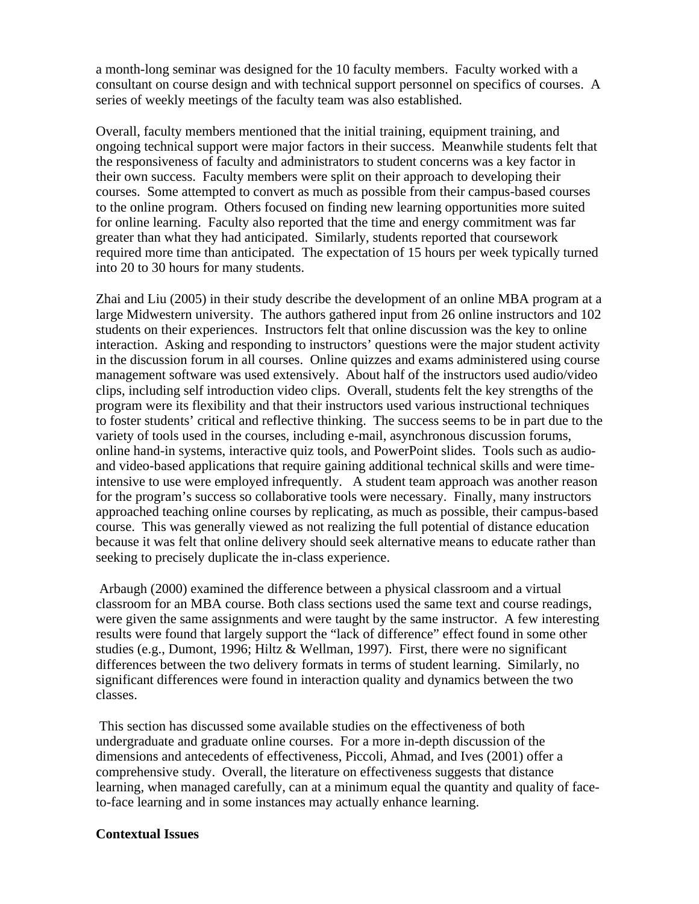a month-long seminar was designed for the 10 faculty members. Faculty worked with a consultant on course design and with technical support personnel on specifics of courses. A series of weekly meetings of the faculty team was also established.

Overall, faculty members mentioned that the initial training, equipment training, and ongoing technical support were major factors in their success. Meanwhile students felt that the responsiveness of faculty and administrators to student concerns was a key factor in their own success. Faculty members were split on their approach to developing their courses. Some attempted to convert as much as possible from their campus-based courses to the online program. Others focused on finding new learning opportunities more suited for online learning. Faculty also reported that the time and energy commitment was far greater than what they had anticipated. Similarly, students reported that coursework required more time than anticipated. The expectation of 15 hours per week typically turned into 20 to 30 hours for many students.

Zhai and Liu (2005) in their study describe the development of an online MBA program at a large Midwestern university. The authors gathered input from 26 online instructors and 102 students on their experiences. Instructors felt that online discussion was the key to online interaction. Asking and responding to instructors' questions were the major student activity in the discussion forum in all courses. Online quizzes and exams administered using course management software was used extensively. About half of the instructors used audio/video clips, including self introduction video clips. Overall, students felt the key strengths of the program were its flexibility and that their instructors used various instructional techniques to foster students' critical and reflective thinking. The success seems to be in part due to the variety of tools used in the courses, including e-mail, asynchronous discussion forums, online hand-in systems, interactive quiz tools, and PowerPoint slides. Tools such as audio- and video-based applications that require gaining additional technical skills and were time-intensive to use were employed infrequently. A student team approach was another reason for the program's success so collaborative tools were necessary. Finally, many instructors approached teaching online courses by replicating, as much as possible, their campus-based course. This was generally viewed as not realizing the full potential of distance education because it was felt that online delivery should seek alternative means to educate rather than seeking to precisely duplicate the in-class experience.

Arbaugh (2000) examined the difference between a physical classroom and a virtual classroom for an MBA course. Both class sections used the same text and course readings, were given the same assignments and were taught by the same instructor. A few interesting results were found that largely support the "lack of difference" effect found in some other studies (e.g., Dumont, 1996; Hiltz & Wellman, 1997). First, there were no significant differences between the two delivery formats in terms of student learning. Similarly, no significant differences were found in interaction quality and dynamics between the two classes.

This section has discussed some available studies on the effectiveness of both undergraduate and graduate online courses. For a more in-depth discussion of the dimensions and antecedents of effectiveness, Piccoli, Ahmad, and Ives (2001) offer a comprehensive study. Overall, the literature on effectiveness suggests that distance learning, when managed carefully, can at a minimum equal the quantity and quality of face-to-face learning and in some instances may actually enhance learning.

**Contextual Issues**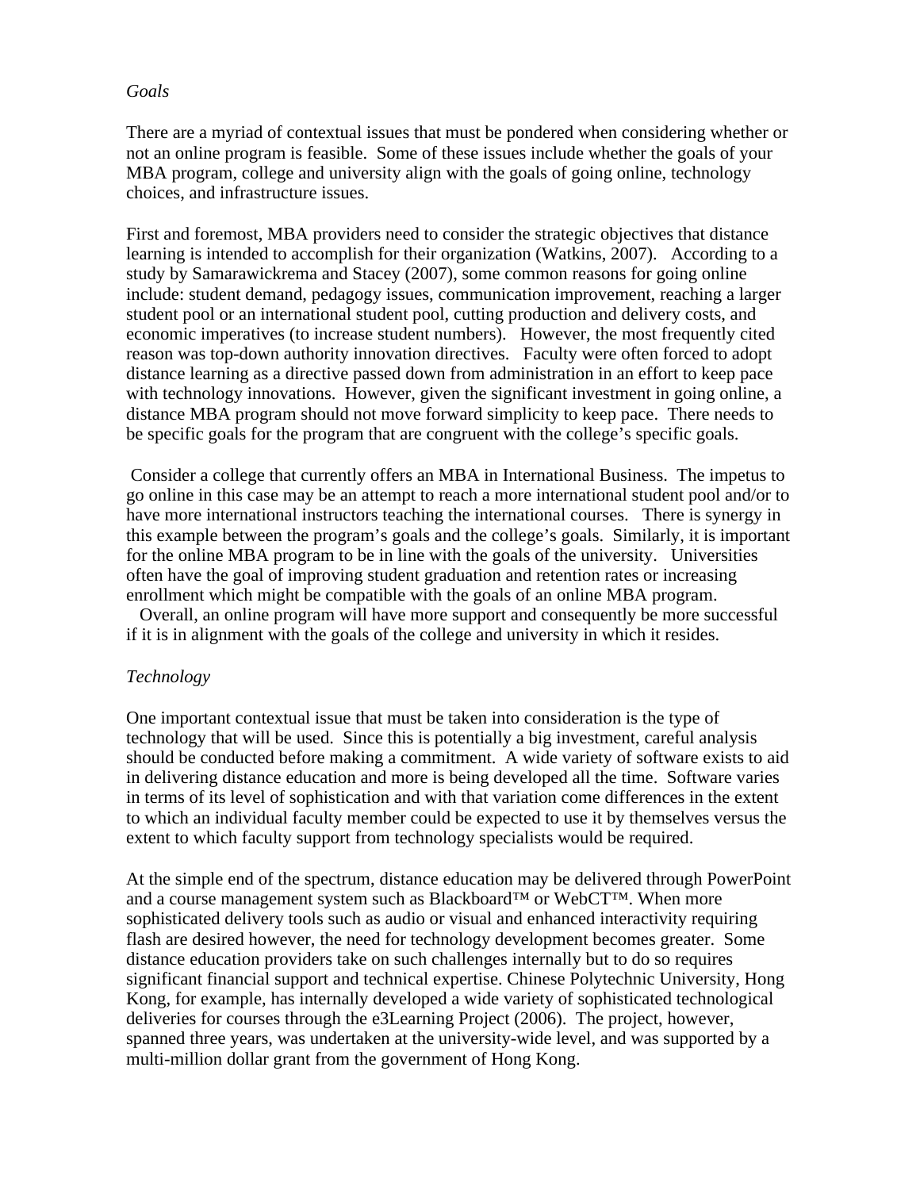*Goals*

There are a myriad of contextual issues that must be pondered when considering whether or not an online program is feasible. Some of these issues include whether the goals of your MBA program, college and university align with the goals of going online, technology choices, and infrastructure issues.

First and foremost, MBA providers need to consider the strategic objectives that distance learning is intended to accomplish for their organization (Watkins, 2007). According to a study by Samarawickrema and Stacey (2007), some common reasons for going online include: student demand, pedagogy issues, communication improvement, reaching a larger student pool or an international student pool, cutting production and delivery costs, and economic imperatives (to increase student numbers). However, the most frequently cited reason was top-down authority innovation directives. Faculty were often forced to adopt distance learning as a directive passed down from administration in an effort to keep pace with technology innovations. However, given the significant investment in going online, a distance MBA program should not move forward simplicity to keep pace. There needs to be specific goals for the program that are congruent with the college's specific goals.

Consider a college that currently offers an MBA in International Business. The impetus to go online in this case may be an attempt to reach a more international student pool and/or to have more international instructors teaching the international courses. There is synergy in this example between the program's goals and the college's goals. Similarly, it is important for the online MBA program to be in line with the goals of the university. Universities often have the goal of improving student graduation and retention rates or increasing enrollment which might be compatible with the goals of an online MBA program.

Overall, an online program will have more support and consequently be more successful if it is in alignment with the goals of the college and university in which it resides.

*Technology*

One important contextual issue that must be taken into consideration is the type of technology that will be used. Since this is potentially a big investment, careful analysis should be conducted before making a commitment. A wide variety of software exists to aid in delivering distance education and more is being developed all the time. Software varies in terms of its level of sophistication and with that variation come differences in the extent to which an individual faculty member could be expected to use it by themselves versus the extent to which faculty support from technology specialists would be required.

At the simple end of the spectrum, distance education may be delivered through PowerPoint and a course management system such as Blackboard™ or WebCT™. When more sophisticated delivery tools such as audio or visual and enhanced interactivity requiring flash are desired however, the need for technology development becomes greater. Some distance education providers take on such challenges internally but to do so requires significant financial support and technical expertise. Chinese Polytechnic University, Hong Kong, for example, has internally developed a wide variety of sophisticated technological deliveries for courses through the e3Learning Project (2006). The project, however, spanned three years, was undertaken at the university-wide level, and was supported by a multi-million dollar grant from the government of Hong Kong.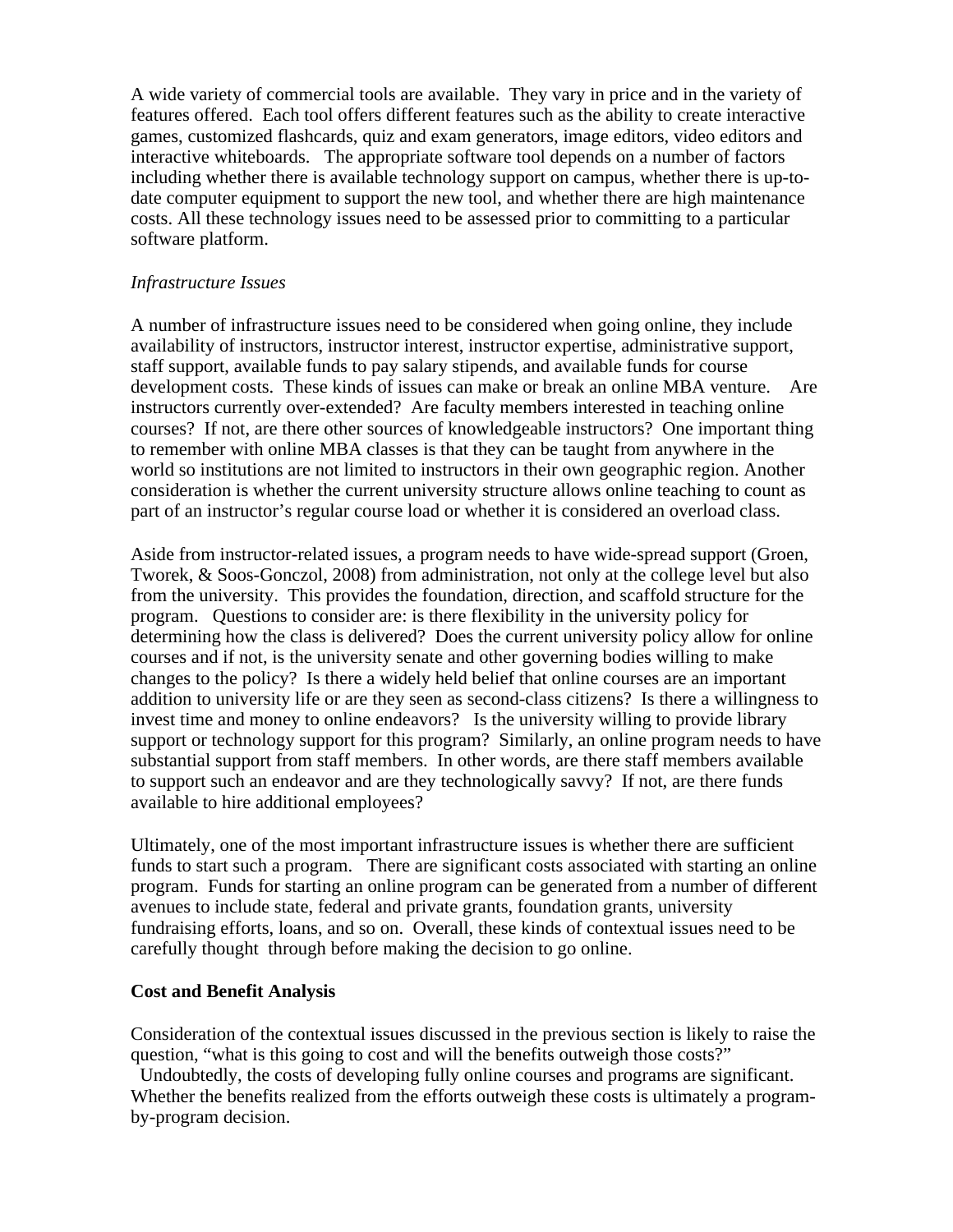A wide variety of commercial tools are available. They vary in price and in the variety of features offered. Each tool offers different features such as the ability to create interactive games, customized flashcards, quiz and exam generators, image editors, video editors and interactive whiteboards. The appropriate software tool depends on a number of factors including whether there is available technology support on campus, whether there is up-to-date computer equipment to support the new tool, and whether there are high maintenance costs. All these technology issues need to be assessed prior to committing to a particular software platform.

*Infrastructure Issues*

A number of infrastructure issues need to be considered when going online, they include availability of instructors, instructor interest, instructor expertise, administrative support, staff support, available funds to pay salary stipends, and available funds for course development costs. These kinds of issues can make or break an online MBA venture. Are instructors currently over-extended? Are faculty members interested in teaching online courses? If not, are there other sources of knowledgeable instructors? One important thing to remember with online MBA classes is that they can be taught from anywhere in the world so institutions are not limited to instructors in their own geographic region. Another consideration is whether the current university structure allows online teaching to count as part of an instructor's regular course load or whether it is considered an overload class.

Aside from instructor-related issues, a program needs to have wide-spread support (Groen, Tworek, & Soos-Gonczol, 2008) from administration, not only at the college level but also from the university. This provides the foundation, direction, and scaffold structure for the program. Questions to consider are: is there flexibility in the university policy for determining how the class is delivered? Does the current university policy allow for online courses and if not, is the university senate and other governing bodies willing to make changes to the policy? Is there a widely held belief that online courses are an important addition to university life or are they seen as second-class citizens? Is there a willingness to invest time and money to online endeavors? Is the university willing to provide library support or technology support for this program? Similarly, an online program needs to have substantial support from staff members. In other words, are there staff members available to support such an endeavor and are they technologically savvy? If not, are there funds available to hire additional employees?

Ultimately, one of the most important infrastructure issues is whether there are sufficient funds to start such a program. There are significant costs associated with starting an online program. Funds for starting an online program can be generated from a number of different avenues to include state, federal and private grants, foundation grants, university fundraising efforts, loans, and so on. Overall, these kinds of contextual issues need to be carefully thought through before making the decision to go online.

**Cost and Benefit Analysis**

Consideration of the contextual issues discussed in the previous section is likely to raise the question, "what is this going to cost and will the benefits outweigh those costs?" Undoubtedly, the costs of developing fully online courses and programs are significant. Whether the benefits realized from the efforts outweigh these costs is ultimately a program-by-program decision.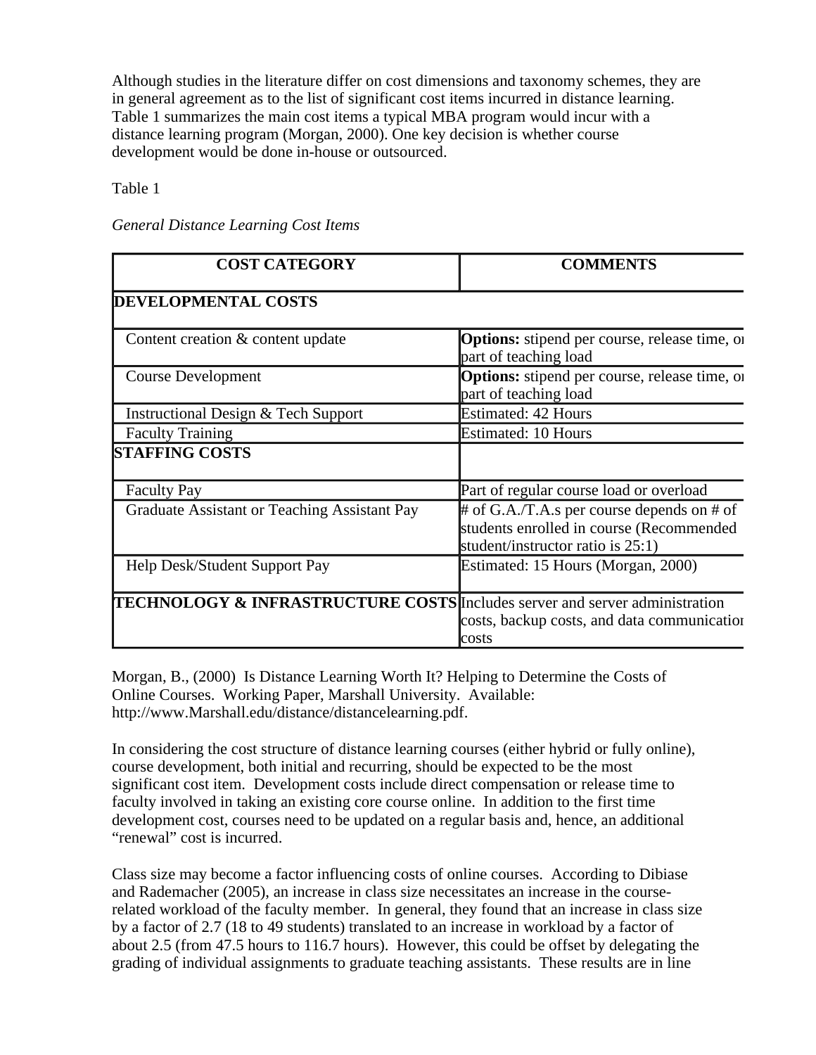Although studies in the literature differ on cost dimensions and taxonomy schemes, they are in general agreement as to the list of significant cost items incurred in distance learning. Table 1 summarizes the main cost items a typical MBA program would incur with a distance learning program (Morgan, 2000). One key decision is whether course development would be done in-house or outsourced.

Table 1

*General Distance Learning Cost Items*

| COST CATEGORY | COMMENTS |
|---|---|
| **DEVELOPMENTAL COSTS** | |
| Content creation & content update | **Options:** stipend per course, release time, or part of teaching load |
| Course Development | **Options:** stipend per course, release time, or part of teaching load |
| Instructional Design & Tech Support | Estimated: 42 Hours |
| Faculty Training | Estimated: 10 Hours |
| **STAFFING COSTS** | |
| Faculty Pay | Part of regular course load or overload |
| Graduate Assistant or Teaching Assistant Pay | # of G.A./T.A.s per course depends on # of students enrolled in course (Recommended student/instructor ratio is 25:1) |
| Help Desk/Student Support Pay | Estimated: 15 Hours (Morgan, 2000) |
| **TECHNOLOGY & INFRASTRUCTURE COSTS** | Includes server and server administration costs, backup costs, and data communication costs |

Morgan, B., (2000) Is Distance Learning Worth It? Helping to Determine the Costs of Online Courses. Working Paper, Marshall University. Available: http://www.Marshall.edu/distance/distancelearning.pdf.

In considering the cost structure of distance learning courses (either hybrid or fully online), course development, both initial and recurring, should be expected to be the most significant cost item. Development costs include direct compensation or release time to faculty involved in taking an existing core course online. In addition to the first time development cost, courses need to be updated on a regular basis and, hence, an additional "renewal" cost is incurred.

Class size may become a factor influencing costs of online courses. According to Dibiase and Rademacher (2005), an increase in class size necessitates an increase in the course-related workload of the faculty member. In general, they found that an increase in class size by a factor of 2.7 (18 to 49 students) translated to an increase in workload by a factor of about 2.5 (from 47.5 hours to 116.7 hours). However, this could be offset by delegating the grading of individual assignments to graduate teaching assistants. These results are in line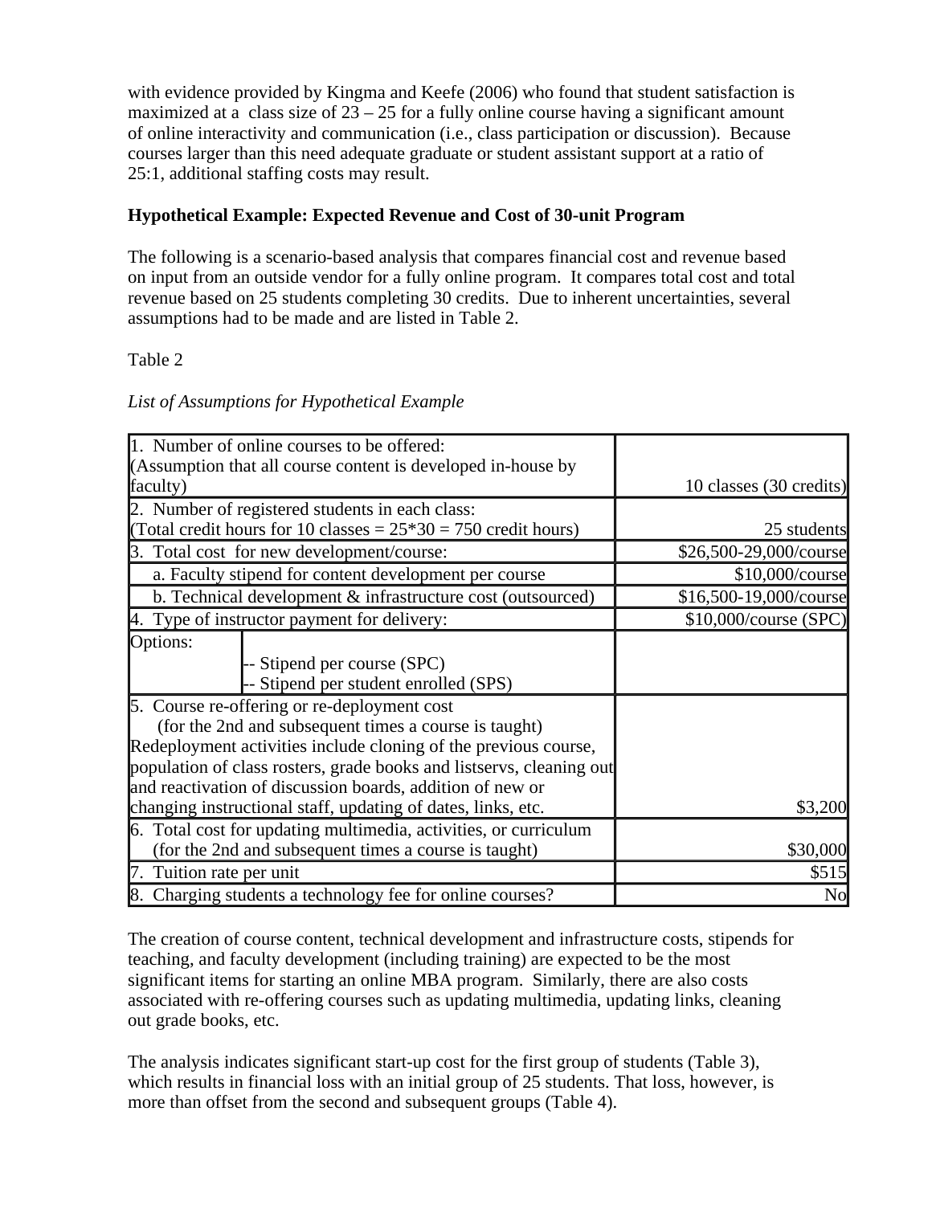with evidence provided by Kingma and Keefe (2006) who found that student satisfaction is maximized at a class size of 23 – 25 for a fully online course having a significant amount of online interactivity and communication (i.e., class participation or discussion). Because courses larger than this need adequate graduate or student assistant support at a ratio of 25:1, additional staffing costs may result.

**Hypothetical Example: Expected Revenue and Cost of 30-unit Program**

The following is a scenario-based analysis that compares financial cost and revenue based on input from an outside vendor for a fully online program. It compares total cost and total revenue based on 25 students completing 30 credits. Due to inherent uncertainties, several assumptions had to be made and are listed in Table 2.

Table 2

*List of Assumptions for Hypothetical Example*

| Assumption | Value |
|---|---|
| 1. Number of online courses to be offered: (Assumption that all course content is developed in-house by faculty) | 10 classes (30 credits) |
| 2. Number of registered students in each class: (Total credit hours for 10 classes = 25*30 = 750 credit hours) | 25 students |
| 3. Total cost for new development/course: | $26,500-29,000/course |
| a. Faculty stipend for content development per course | $10,000/course |
| b. Technical development & infrastructure cost (outsourced) | $16,500-19,000/course |
| 4. Type of instructor payment for delivery: | $10,000/course (SPC) |
| Options: -- Stipend per course (SPC) -- Stipend per student enrolled (SPS) | |
| 5. Course re-offering or re-deployment cost (for the 2nd and subsequent times a course is taught) Redeployment activities include cloning of the previous course, population of class rosters, grade books and listservs, cleaning out and reactivation of discussion boards, addition of new or changing instructional staff, updating of dates, links, etc. | $3,200 |
| 6. Total cost for updating multimedia, activities, or curriculum (for the 2nd and subsequent times a course is taught) | $30,000 |
| 7. Tuition rate per unit | $515 |
| 8. Charging students a technology fee for online courses? | No |

The creation of course content, technical development and infrastructure costs, stipends for teaching, and faculty development (including training) are expected to be the most significant items for starting an online MBA program. Similarly, there are also costs associated with re-offering courses such as updating multimedia, updating links, cleaning out grade books, etc.

The analysis indicates significant start-up cost for the first group of students (Table 3), which results in financial loss with an initial group of 25 students. That loss, however, is more than offset from the second and subsequent groups (Table 4).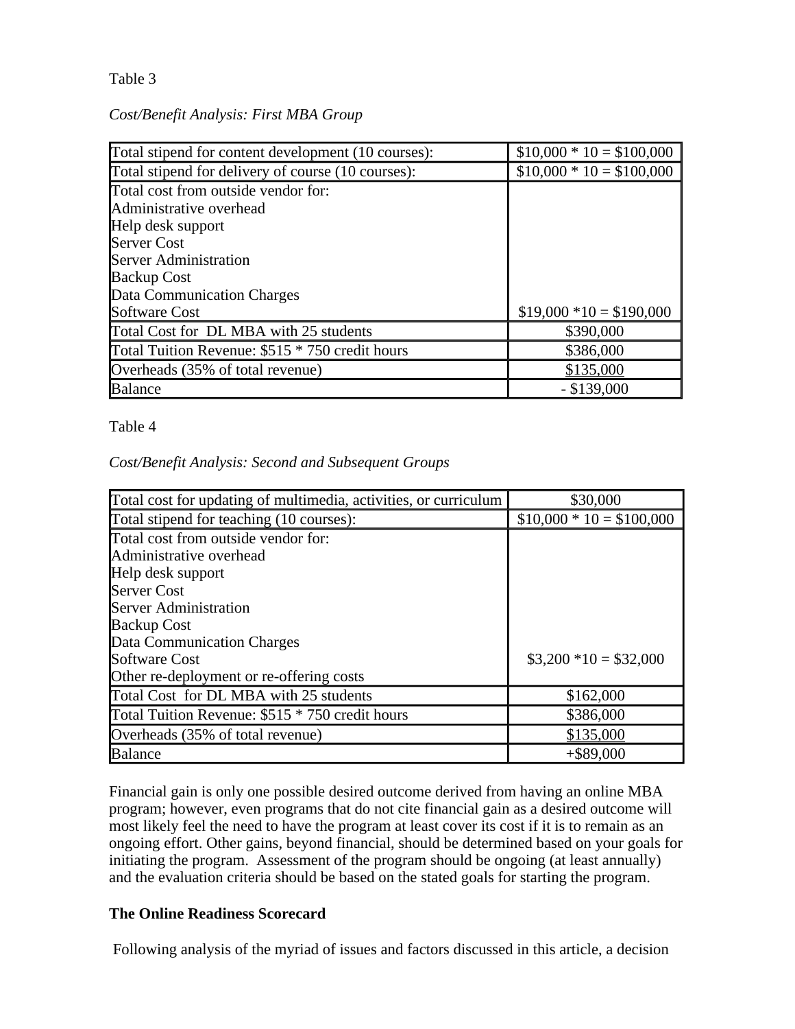Table 3

*Cost/Benefit Analysis: First MBA Group*

| | |
|---|---|
| Total stipend for content development (10 courses): | $10,000 * 10 = $100,000 |
| Total stipend for delivery of course (10 courses): | $10,000 * 10 = $100,000 |
| Total cost from outside vendor for:<br>Administrative overhead<br>Help desk support<br>Server Cost<br>Server Administration<br>Backup Cost<br>Data Communication Charges<br>Software Cost | $19,000 *10 = $190,000 |
| Total Cost for DL MBA with 25 students | $390,000 |
| Total Tuition Revenue: $515 * 750 credit hours | $386,000 |
| Overheads (35% of total revenue) | $135,000 |
| Balance | - $139,000 |

Table 4

*Cost/Benefit Analysis: Second and Subsequent Groups*

| | |
|---|---|
| Total cost for updating of multimedia, activities, or curriculum | $30,000 |
| Total stipend for teaching (10 courses): | $10,000 * 10 = $100,000 |
| Total cost from outside vendor for:<br>Administrative overhead<br>Help desk support<br>Server Cost<br>Server Administration<br>Backup Cost<br>Data Communication Charges<br>Software Cost<br>Other re-deployment or re-offering costs | $3,200 *10 = $32,000 |
| Total Cost for DL MBA with 25 students | $162,000 |
| Total Tuition Revenue: $515 * 750 credit hours | $386,000 |
| Overheads (35% of total revenue) | $135,000 |
| Balance | +$89,000 |

Financial gain is only one possible desired outcome derived from having an online MBA program; however, even programs that do not cite financial gain as a desired outcome will most likely feel the need to have the program at least cover its cost if it is to remain as an ongoing effort. Other gains, beyond financial, should be determined based on your goals for initiating the program. Assessment of the program should be ongoing (at least annually) and the evaluation criteria should be based on the stated goals for starting the program.

**The Online Readiness Scorecard**

Following analysis of the myriad of issues and factors discussed in this article, a decision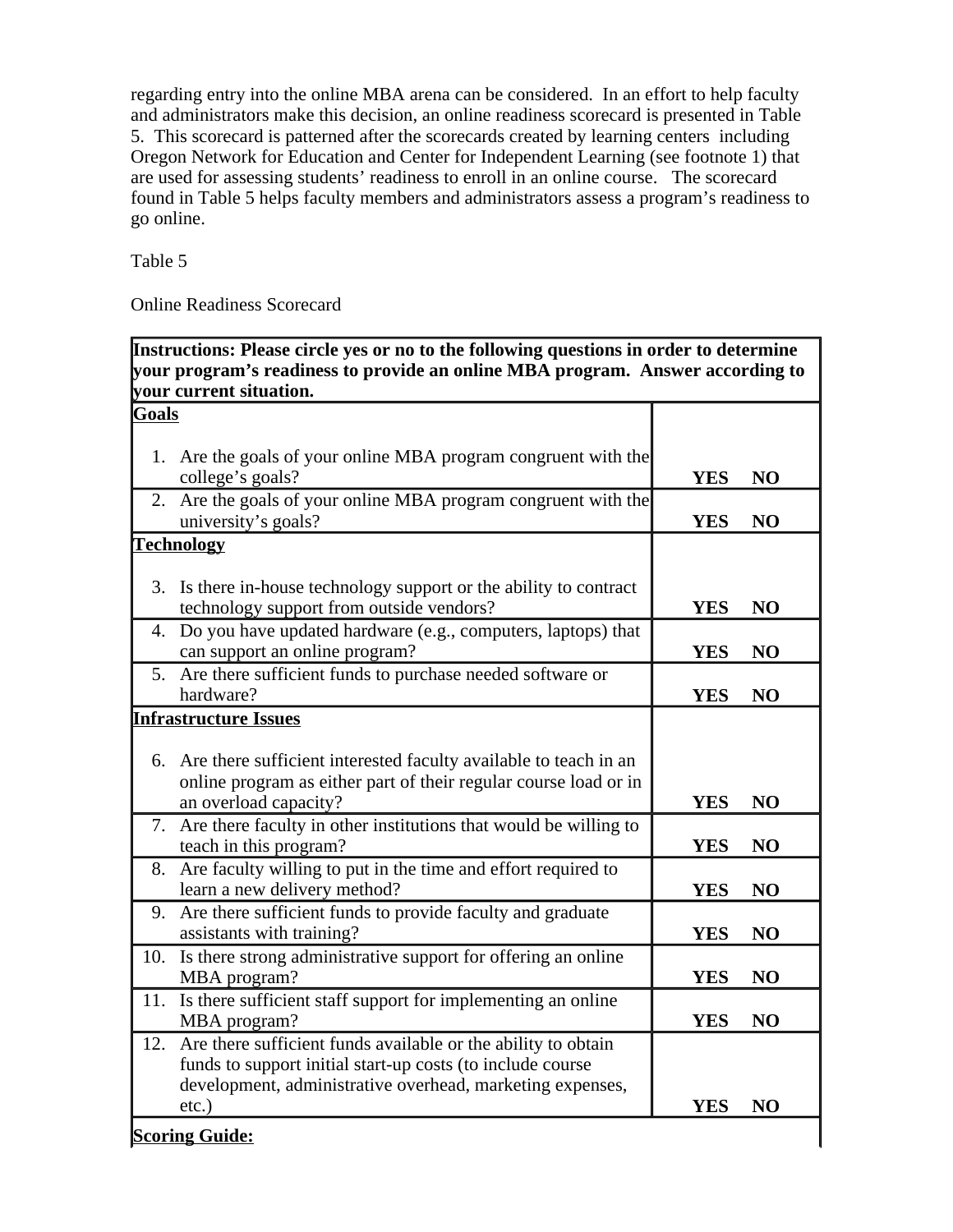regarding entry into the online MBA arena can be considered. In an effort to help faculty and administrators make this decision, an online readiness scorecard is presented in Table 5. This scorecard is patterned after the scorecards created by learning centers including Oregon Network for Education and Center for Independent Learning (see footnote 1) that are used for assessing students' readiness to enroll in an online course. The scorecard found in Table 5 helps faculty members and administrators assess a program's readiness to go online.

Table 5

Online Readiness Scorecard

| **Instructions: Please circle yes or no to the following questions in order to determine your program's readiness to provide an online MBA program. Answer according to your current situation.** | |
|---|---|
| **Goals** | |
| 1. Are the goals of your online MBA program congruent with the college's goals? | **YES NO** |
| 2. Are the goals of your online MBA program congruent with the university's goals? | **YES NO** |
| **Technology** | |
| 3. Is there in-house technology support or the ability to contract technology support from outside vendors? | **YES NO** |
| 4. Do you have updated hardware (e.g., computers, laptops) that can support an online program? | **YES NO** |
| 5. Are there sufficient funds to purchase needed software or hardware? | **YES NO** |
| **Infrastructure Issues** | |
| 6. Are there sufficient interested faculty available to teach in an online program as either part of their regular course load or in an overload capacity? | **YES NO** |
| 7. Are there faculty in other institutions that would be willing to teach in this program? | **YES NO** |
| 8. Are faculty willing to put in the time and effort required to learn a new delivery method? | **YES NO** |
| 9. Are there sufficient funds to provide faculty and graduate assistants with training? | **YES NO** |
| 10. Is there strong administrative support for offering an online MBA program? | **YES NO** |
| 11. Is there sufficient staff support for implementing an online MBA program? | **YES NO** |
| 12. Are there sufficient funds available or the ability to obtain funds to support initial start-up costs (to include course development, administrative overhead, marketing expenses, etc.) | **YES NO** |
| **Scoring Guide:** | |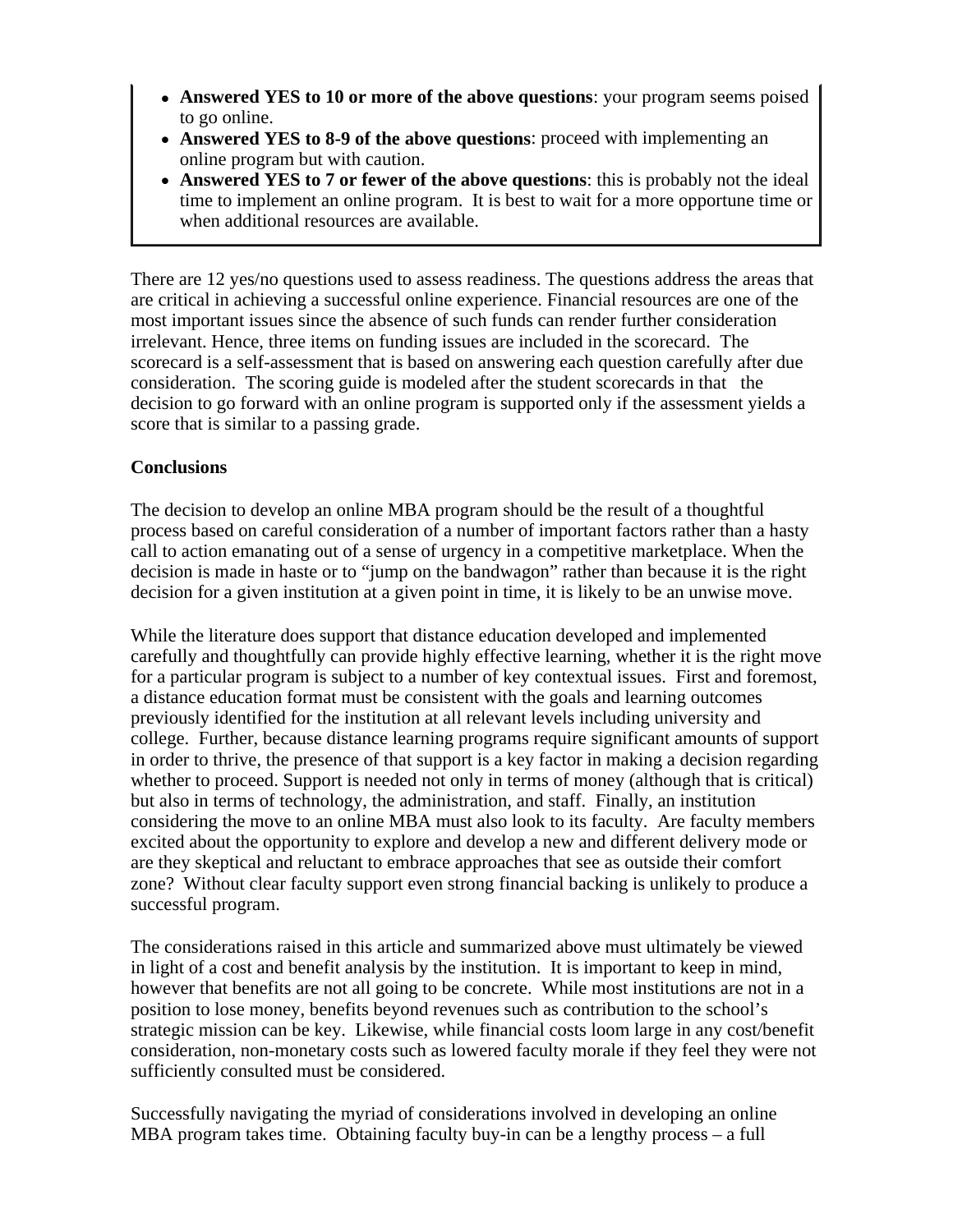- **Answered YES to 10 or more of the above questions**: your program seems poised to go online.
- **Answered YES to 8-9 of the above questions**: proceed with implementing an online program but with caution.
- **Answered YES to 7 or fewer of the above questions**: this is probably not the ideal time to implement an online program. It is best to wait for a more opportune time or when additional resources are available.

There are 12 yes/no questions used to assess readiness. The questions address the areas that are critical in achieving a successful online experience. Financial resources are one of the most important issues since the absence of such funds can render further consideration irrelevant. Hence, three items on funding issues are included in the scorecard. The scorecard is a self-assessment that is based on answering each question carefully after due consideration. The scoring guide is modeled after the student scorecards in that the decision to go forward with an online program is supported only if the assessment yields a score that is similar to a passing grade.

**Conclusions**

The decision to develop an online MBA program should be the result of a thoughtful process based on careful consideration of a number of important factors rather than a hasty call to action emanating out of a sense of urgency in a competitive marketplace. When the decision is made in haste or to "jump on the bandwagon" rather than because it is the right decision for a given institution at a given point in time, it is likely to be an unwise move.

While the literature does support that distance education developed and implemented carefully and thoughtfully can provide highly effective learning, whether it is the right move for a particular program is subject to a number of key contextual issues. First and foremost, a distance education format must be consistent with the goals and learning outcomes previously identified for the institution at all relevant levels including university and college. Further, because distance learning programs require significant amounts of support in order to thrive, the presence of that support is a key factor in making a decision regarding whether to proceed. Support is needed not only in terms of money (although that is critical) but also in terms of technology, the administration, and staff. Finally, an institution considering the move to an online MBA must also look to its faculty. Are faculty members excited about the opportunity to explore and develop a new and different delivery mode or are they skeptical and reluctant to embrace approaches that see as outside their comfort zone? Without clear faculty support even strong financial backing is unlikely to produce a successful program.

The considerations raised in this article and summarized above must ultimately be viewed in light of a cost and benefit analysis by the institution. It is important to keep in mind, however that benefits are not all going to be concrete. While most institutions are not in a position to lose money, benefits beyond revenues such as contribution to the school's strategic mission can be key. Likewise, while financial costs loom large in any cost/benefit consideration, non-monetary costs such as lowered faculty morale if they feel they were not sufficiently consulted must be considered.

Successfully navigating the myriad of considerations involved in developing an online MBA program takes time. Obtaining faculty buy-in can be a lengthy process – a full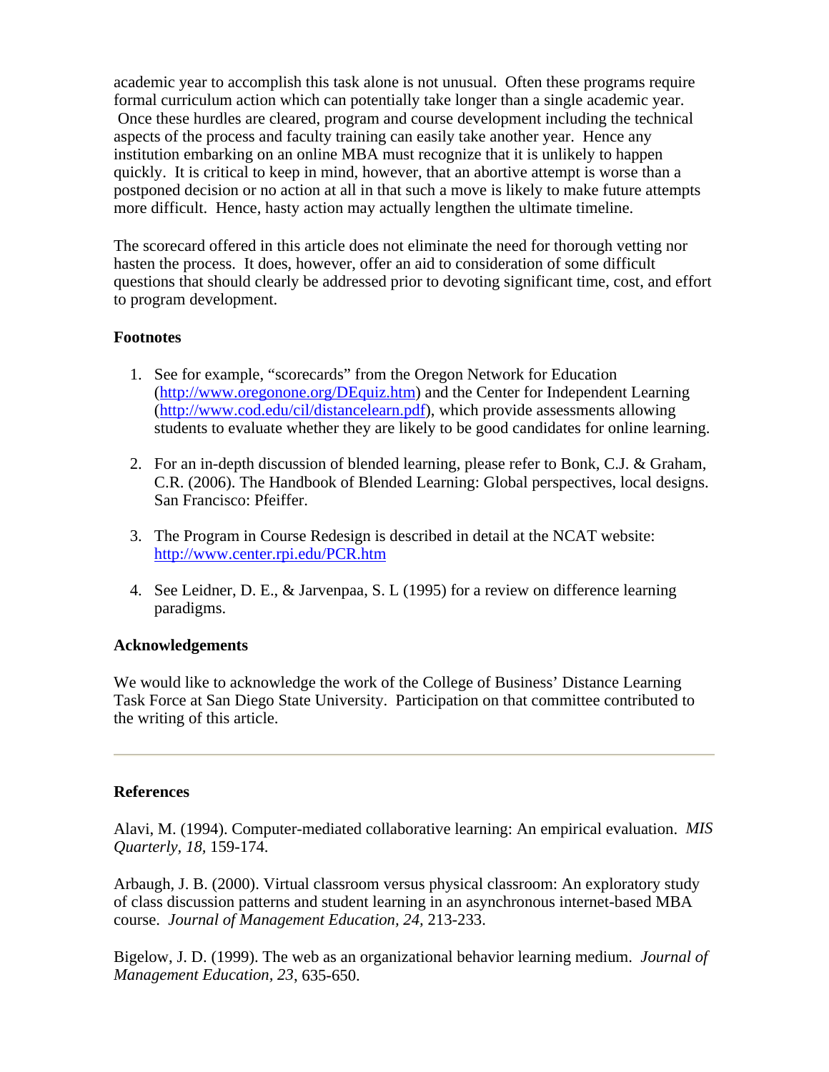academic year to accomplish this task alone is not unusual. Often these programs require formal curriculum action which can potentially take longer than a single academic year. Once these hurdles are cleared, program and course development including the technical aspects of the process and faculty training can easily take another year. Hence any institution embarking on an online MBA must recognize that it is unlikely to happen quickly. It is critical to keep in mind, however, that an abortive attempt is worse than a postponed decision or no action at all in that such a move is likely to make future attempts more difficult. Hence, hasty action may actually lengthen the ultimate timeline.

The scorecard offered in this article does not eliminate the need for thorough vetting nor hasten the process. It does, however, offer an aid to consideration of some difficult questions that should clearly be addressed prior to devoting significant time, cost, and effort to program development.

### Footnotes

1. See for example, "scorecards" from the Oregon Network for Education (http://www.oregonone.org/DEquiz.htm) and the Center for Independent Learning (http://www.cod.edu/cil/distancelearn.pdf), which provide assessments allowing students to evaluate whether they are likely to be good candidates for online learning.

2. For an in-depth discussion of blended learning, please refer to Bonk, C.J. & Graham, C.R. (2006). The Handbook of Blended Learning: Global perspectives, local designs. San Francisco: Pfeiffer.

3. The Program in Course Redesign is described in detail at the NCAT website: http://www.center.rpi.edu/PCR.htm

4. See Leidner, D. E., & Jarvenpaa, S. L (1995) for a review on difference learning paradigms.

### Acknowledgements

We would like to acknowledge the work of the College of Business' Distance Learning Task Force at San Diego State University. Participation on that committee contributed to the writing of this article.

---

### References

Alavi, M. (1994). Computer-mediated collaborative learning: An empirical evaluation. *MIS Quarterly, 18*, 159-174.

Arbaugh, J. B. (2000). Virtual classroom versus physical classroom: An exploratory study of class discussion patterns and student learning in an asynchronous internet-based MBA course. *Journal of Management Education, 24*, 213-233.

Bigelow, J. D. (1999). The web as an organizational behavior learning medium. *Journal of Management Education, 23*, 635-650.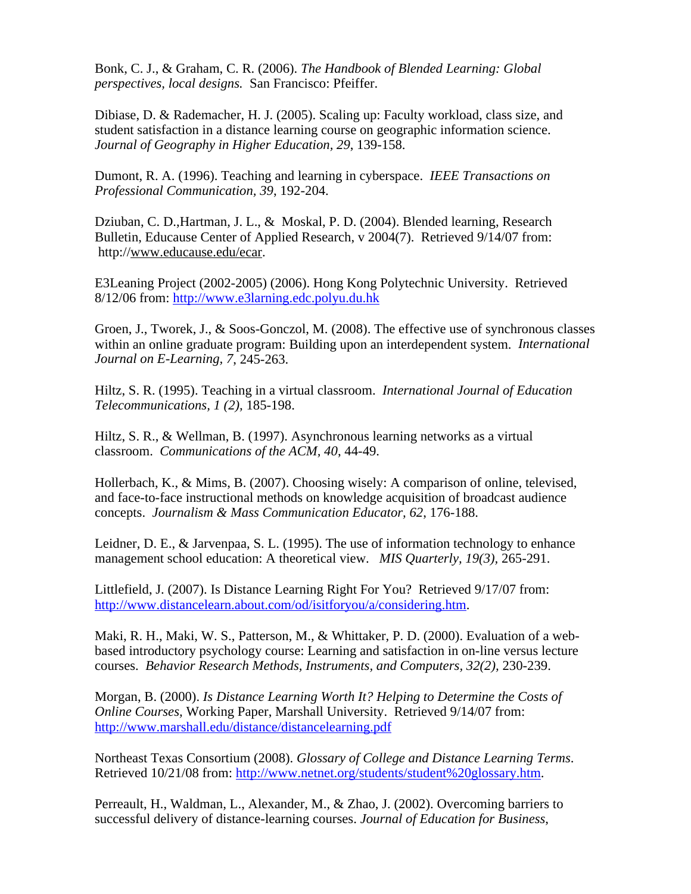Bonk, C. J., & Graham, C. R. (2006). *The Handbook of Blended Learning: Global perspectives, local designs.* San Francisco: Pfeiffer.

Dibiase, D. & Rademacher, H. J. (2005). Scaling up: Faculty workload, class size, and student satisfaction in a distance learning course on geographic information science. *Journal of Geography in Higher Education, 29*, 139-158.

Dumont, R. A. (1996). Teaching and learning in cyberspace. *IEEE Transactions on Professional Communication, 39*, 192-204.

Dziuban, C. D.,Hartman, J. L., & Moskal, P. D. (2004). Blended learning, Research Bulletin, Educause Center of Applied Research, v 2004(7). Retrieved 9/14/07 from: http://www.educause.edu/ecar.

E3Leaning Project (2002-2005) (2006). Hong Kong Polytechnic University. Retrieved 8/12/06 from: http://www.e3larning.edc.polyu.du.hk

Groen, J., Tworek, J., & Soos-Gonczol, M. (2008). The effective use of synchronous classes within an online graduate program: Building upon an interdependent system. *International Journal on E-Learning, 7*, 245-263.

Hiltz, S. R. (1995). Teaching in a virtual classroom. *International Journal of Education Telecommunications, 1 (2),* 185-198.

Hiltz, S. R., & Wellman, B. (1997). Asynchronous learning networks as a virtual classroom. *Communications of the ACM, 40*, 44-49.

Hollerbach, K., & Mims, B. (2007). Choosing wisely: A comparison of online, televised, and face-to-face instructional methods on knowledge acquisition of broadcast audience concepts. *Journalism & Mass Communication Educator, 62*, 176-188.

Leidner, D. E., & Jarvenpaa, S. L. (1995). The use of information technology to enhance management school education: A theoretical view. *MIS Quarterly, 19(3),* 265-291.

Littlefield, J. (2007). Is Distance Learning Right For You? Retrieved 9/17/07 from: http://www.distancelearn.about.com/od/isitforyou/a/considering.htm.

Maki, R. H., Maki, W. S., Patterson, M., & Whittaker, P. D. (2000). Evaluation of a web-based introductory psychology course: Learning and satisfaction in on-line versus lecture courses. *Behavior Research Methods, Instruments, and Computers, 32(2),* 230-239.

Morgan, B. (2000). *Is Distance Learning Worth It? Helping to Determine the Costs of Online Courses,* Working Paper, Marshall University. Retrieved 9/14/07 from: http://www.marshall.edu/distance/distancelearning.pdf

Northeast Texas Consortium (2008). *Glossary of College and Distance Learning Terms*. Retrieved 10/21/08 from: http://www.netnet.org/students/student%20glossary.htm.

Perreault, H., Waldman, L., Alexander, M., & Zhao, J. (2002). Overcoming barriers to successful delivery of distance-learning courses. *Journal of Education for Business,*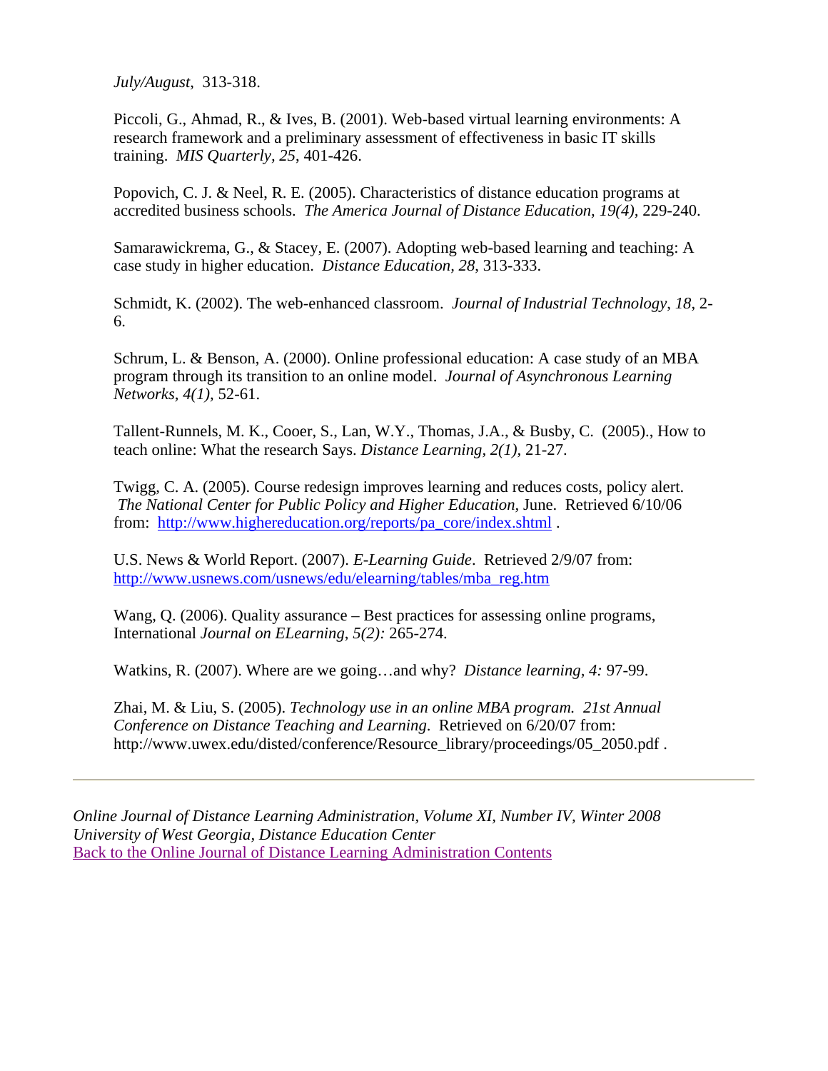*July/August*, 313-318.

Piccoli, G., Ahmad, R., & Ives, B. (2001). Web-based virtual learning environments: A research framework and a preliminary assessment of effectiveness in basic IT skills training. *MIS Quarterly, 25*, 401-426.

Popovich, C. J. & Neel, R. E. (2005). Characteristics of distance education programs at accredited business schools. *The America Journal of Distance Education, 19(4)*, 229-240.

Samarawickrema, G., & Stacey, E. (2007). Adopting web-based learning and teaching: A case study in higher education. *Distance Education, 28*, 313-333.

Schmidt, K. (2002). The web-enhanced classroom. *Journal of Industrial Technology, 18*, 2-6.

Schrum, L. & Benson, A. (2000). Online professional education: A case study of an MBA program through its transition to an online model. *Journal of Asynchronous Learning Networks, 4(1),* 52-61.

Tallent-Runnels, M. K., Cooer, S., Lan, W.Y., Thomas, J.A., & Busby, C. (2005)., How to teach online: What the research Says. *Distance Learning, 2(1),* 21-27.

Twigg, C. A. (2005). Course redesign improves learning and reduces costs, policy alert. *The National Center for Public Policy and Higher Education*, June. Retrieved 6/10/06 from: [http://www.highereducation.org/reports/pa_core/index.shtml](http://www.highereducation.org/reports/pa_core/index.shtml) .

U.S. News & World Report. (2007). *E-Learning Guide*. Retrieved 2/9/07 from: [http://www.usnews.com/usnews/edu/elearning/tables/mba_reg.htm](http://www.usnews.com/usnews/edu/elearning/tables/mba_reg.htm)

Wang, Q. (2006). Quality assurance – Best practices for assessing online programs, International *Journal on ELearning, 5(2):* 265-274.

Watkins, R. (2007). Where are we going…and why? *Distance learning, 4:* 97-99.

Zhai, M. & Liu, S. (2005). *Technology use in an online MBA program. 21st Annual Conference on Distance Teaching and Learning*. Retrieved on 6/20/07 from: http://www.uwex.edu/disted/conference/Resource_library/proceedings/05_2050.pdf .

---

*Online Journal of Distance Learning Administration, Volume XI, Number IV, Winter 2008*
*University of West Georgia, Distance Education Center*
Back to the Online Journal of Distance Learning Administration Contents